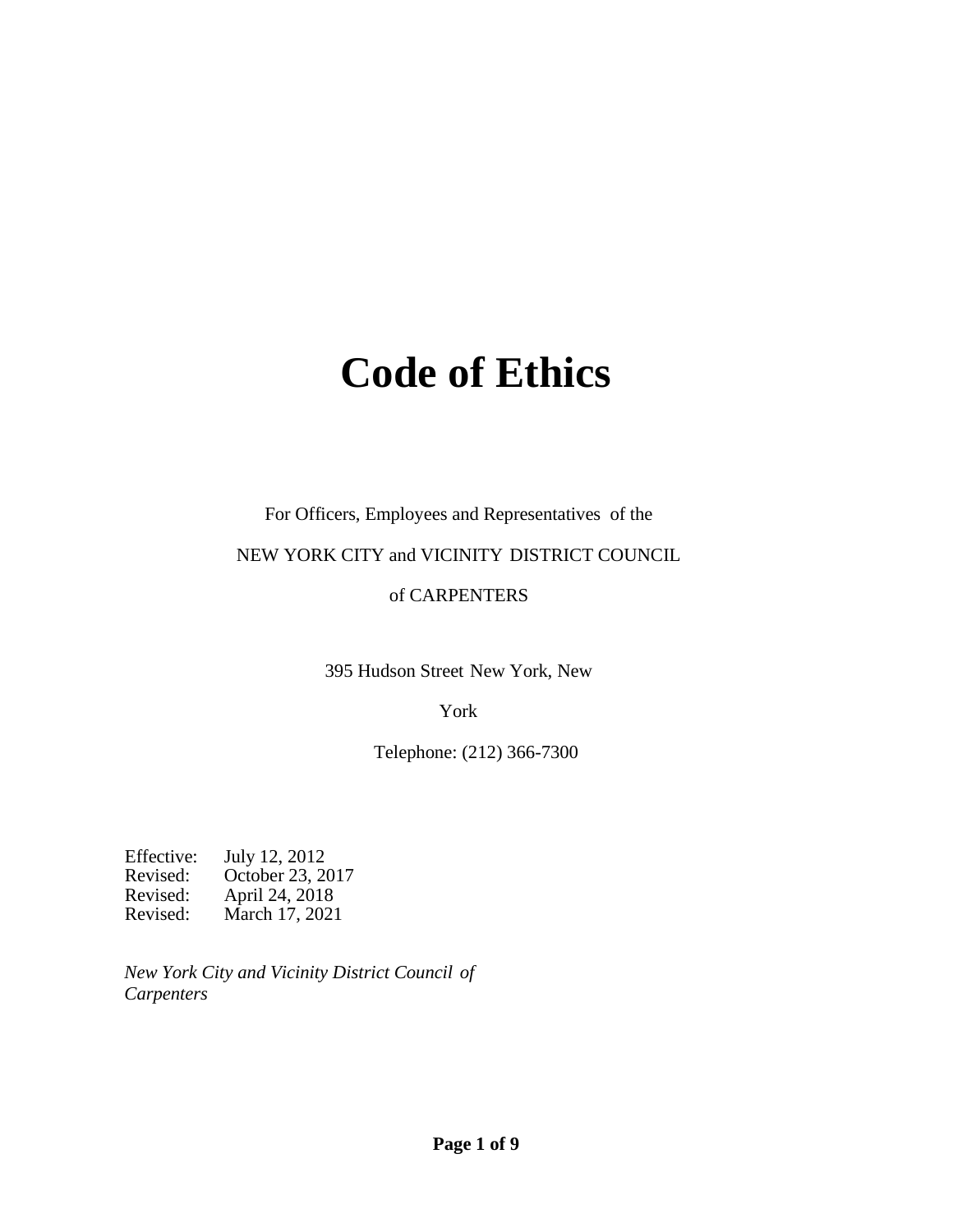# Code of Ethics

For Officers, Employees and Representatives of the

NEW YORK CITY and VICINITY DISTRICT COUNCIL

of CARPENTERS

395 Hudson Street New York, New York

Telephone: (212) 366-7300

Effective: July 12, 2012
Revised: October 23, 2017
Revised: April 24, 2018
Revised: March 17, 2021

*New York City and Vicinity District Council of Carpenters*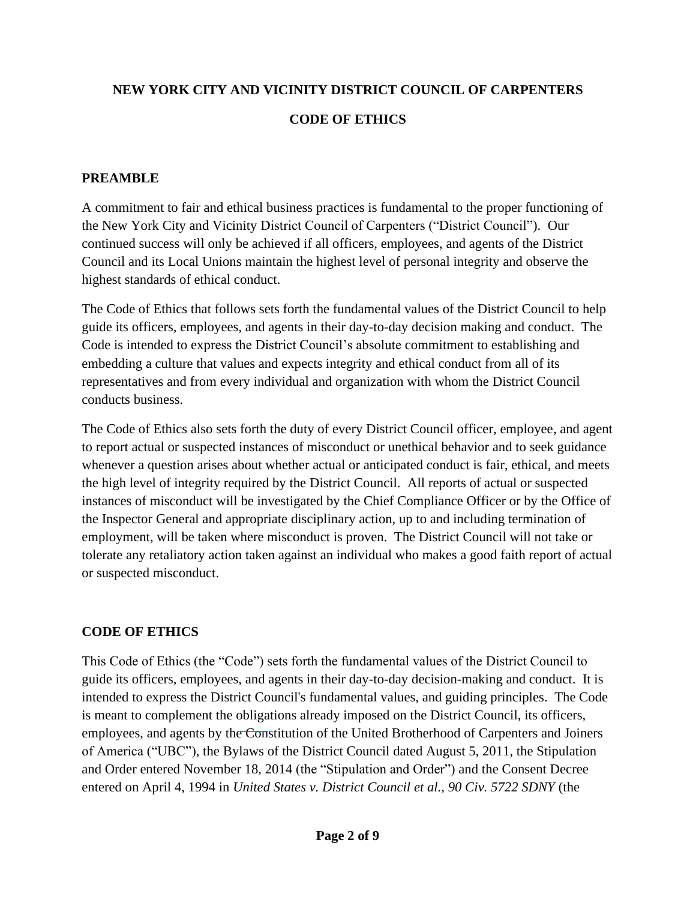# NEW YORK CITY AND VICINITY DISTRICT COUNCIL OF CARPENTERS

# CODE OF ETHICS

## PREAMBLE

A commitment to fair and ethical business practices is fundamental to the proper functioning of the New York City and Vicinity District Council of Carpenters ("District Council"). Our continued success will only be achieved if all officers, employees, and agents of the District Council and its Local Unions maintain the highest level of personal integrity and observe the highest standards of ethical conduct.

The Code of Ethics that follows sets forth the fundamental values of the District Council to help guide its officers, employees, and agents in their day-to-day decision making and conduct. The Code is intended to express the District Council's absolute commitment to establishing and embedding a culture that values and expects integrity and ethical conduct from all of its representatives and from every individual and organization with whom the District Council conducts business.

The Code of Ethics also sets forth the duty of every District Council officer, employee, and agent to report actual or suspected instances of misconduct or unethical behavior and to seek guidance whenever a question arises about whether actual or anticipated conduct is fair, ethical, and meets the high level of integrity required by the District Council. All reports of actual or suspected instances of misconduct will be investigated by the Chief Compliance Officer or by the Office of the Inspector General and appropriate disciplinary action, up to and including termination of employment, will be taken where misconduct is proven. The District Council will not take or tolerate any retaliatory action taken against an individual who makes a good faith report of actual or suspected misconduct.

## CODE OF ETHICS

This Code of Ethics (the "Code") sets forth the fundamental values of the District Council to guide its officers, employees, and agents in their day-to-day decision-making and conduct. It is intended to express the District Council's fundamental values, and guiding principles. The Code is meant to complement the obligations already imposed on the District Council, its officers, employees, and agents by the Constitution of the United Brotherhood of Carpenters and Joiners of America ("UBC"), the Bylaws of the District Council dated August 5, 2011, the Stipulation and Order entered November 18, 2014 (the "Stipulation and Order") and the Consent Decree entered on April 4, 1994 in *United States v. District Council et al., 90 Civ. 5722 SDNY* (the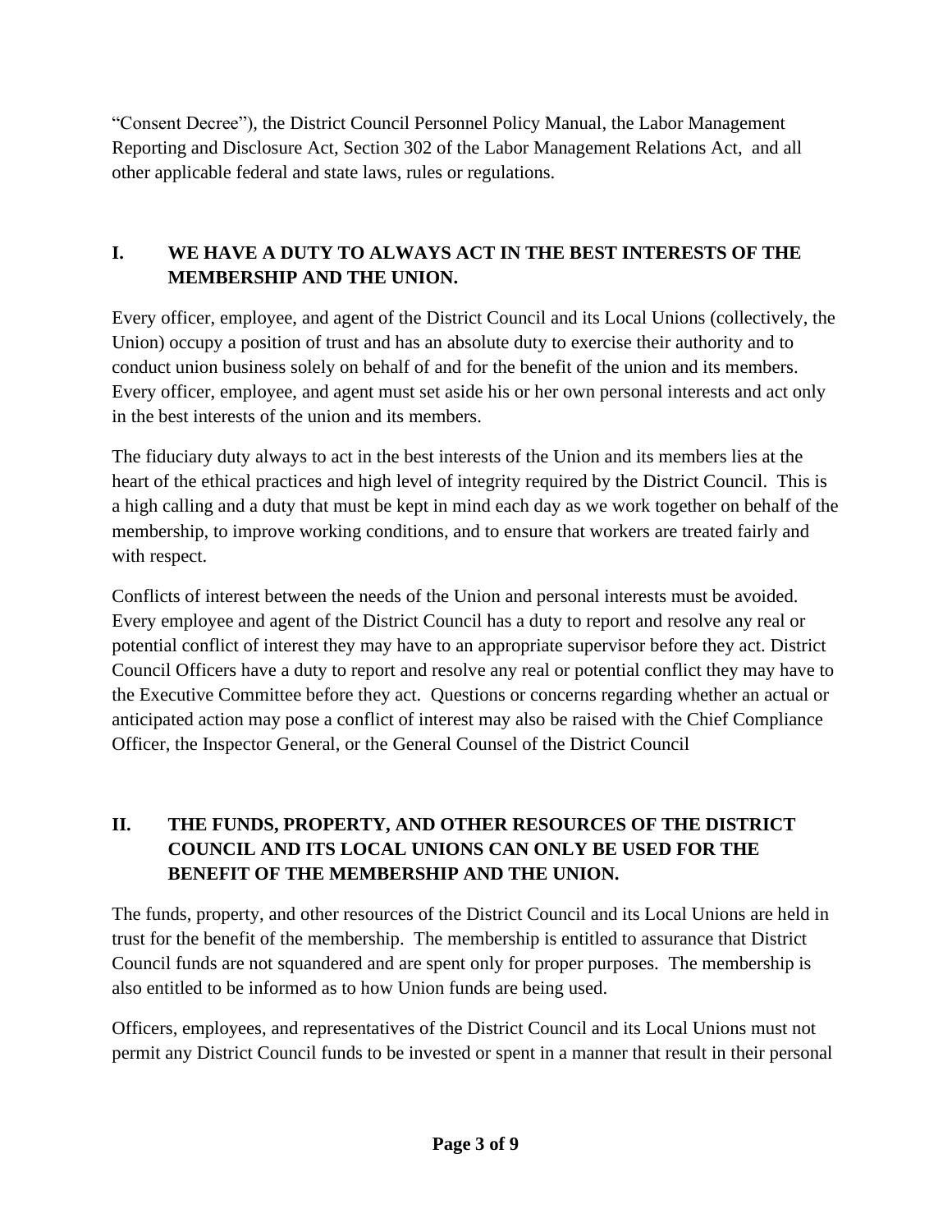"Consent Decree"), the District Council Personnel Policy Manual, the Labor Management Reporting and Disclosure Act, Section 302 of the Labor Management Relations Act, and all other applicable federal and state laws, rules or regulations.

## I. WE HAVE A DUTY TO ALWAYS ACT IN THE BEST INTERESTS OF THE MEMBERSHIP AND THE UNION.

Every officer, employee, and agent of the District Council and its Local Unions (collectively, the Union) occupy a position of trust and has an absolute duty to exercise their authority and to conduct union business solely on behalf of and for the benefit of the union and its members. Every officer, employee, and agent must set aside his or her own personal interests and act only in the best interests of the union and its members.

The fiduciary duty always to act in the best interests of the Union and its members lies at the heart of the ethical practices and high level of integrity required by the District Council. This is a high calling and a duty that must be kept in mind each day as we work together on behalf of the membership, to improve working conditions, and to ensure that workers are treated fairly and with respect.

Conflicts of interest between the needs of the Union and personal interests must be avoided. Every employee and agent of the District Council has a duty to report and resolve any real or potential conflict of interest they may have to an appropriate supervisor before they act. District Council Officers have a duty to report and resolve any real or potential conflict they may have to the Executive Committee before they act. Questions or concerns regarding whether an actual or anticipated action may pose a conflict of interest may also be raised with the Chief Compliance Officer, the Inspector General, or the General Counsel of the District Council

## II. THE FUNDS, PROPERTY, AND OTHER RESOURCES OF THE DISTRICT COUNCIL AND ITS LOCAL UNIONS CAN ONLY BE USED FOR THE BENEFIT OF THE MEMBERSHIP AND THE UNION.

The funds, property, and other resources of the District Council and its Local Unions are held in trust for the benefit of the membership. The membership is entitled to assurance that District Council funds are not squandered and are spent only for proper purposes. The membership is also entitled to be informed as to how Union funds are being used.

Officers, employees, and representatives of the District Council and its Local Unions must not permit any District Council funds to be invested or spent in a manner that result in their personal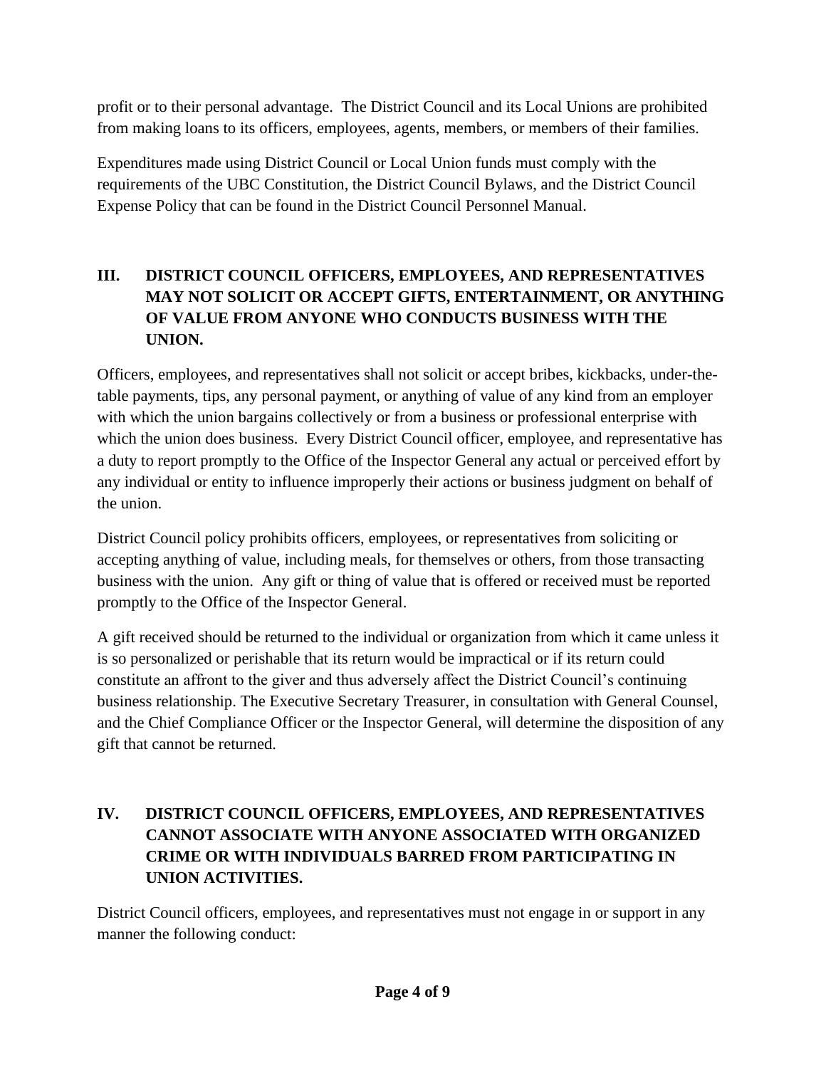profit or to their personal advantage. The District Council and its Local Unions are prohibited from making loans to its officers, employees, agents, members, or members of their families.

Expenditures made using District Council or Local Union funds must comply with the requirements of the UBC Constitution, the District Council Bylaws, and the District Council Expense Policy that can be found in the District Council Personnel Manual.

## III. DISTRICT COUNCIL OFFICERS, EMPLOYEES, AND REPRESENTATIVES MAY NOT SOLICIT OR ACCEPT GIFTS, ENTERTAINMENT, OR ANYTHING OF VALUE FROM ANYONE WHO CONDUCTS BUSINESS WITH THE UNION.

Officers, employees, and representatives shall not solicit or accept bribes, kickbacks, under-the-table payments, tips, any personal payment, or anything of value of any kind from an employer with which the union bargains collectively or from a business or professional enterprise with which the union does business. Every District Council officer, employee, and representative has a duty to report promptly to the Office of the Inspector General any actual or perceived effort by any individual or entity to influence improperly their actions or business judgment on behalf of the union.

District Council policy prohibits officers, employees, or representatives from soliciting or accepting anything of value, including meals, for themselves or others, from those transacting business with the union. Any gift or thing of value that is offered or received must be reported promptly to the Office of the Inspector General.

A gift received should be returned to the individual or organization from which it came unless it is so personalized or perishable that its return would be impractical or if its return could constitute an affront to the giver and thus adversely affect the District Council's continuing business relationship. The Executive Secretary Treasurer, in consultation with General Counsel, and the Chief Compliance Officer or the Inspector General, will determine the disposition of any gift that cannot be returned.

## IV. DISTRICT COUNCIL OFFICERS, EMPLOYEES, AND REPRESENTATIVES CANNOT ASSOCIATE WITH ANYONE ASSOCIATED WITH ORGANIZED CRIME OR WITH INDIVIDUALS BARRED FROM PARTICIPATING IN UNION ACTIVITIES.

District Council officers, employees, and representatives must not engage in or support in any manner the following conduct: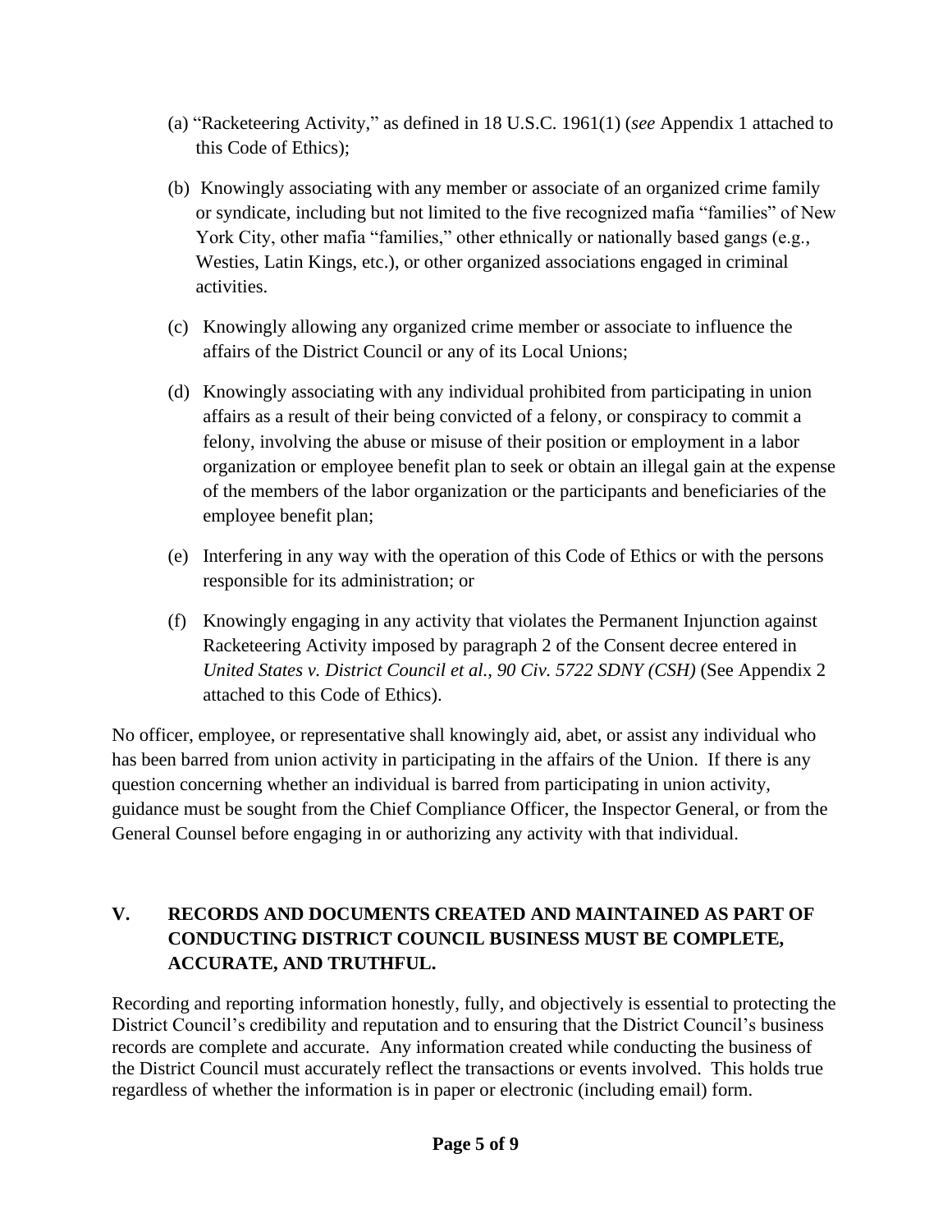(a) "Racketeering Activity," as defined in 18 U.S.C. 1961(1) (*see* Appendix 1 attached to this Code of Ethics);

(b) Knowingly associating with any member or associate of an organized crime family or syndicate, including but not limited to the five recognized mafia "families" of New York City, other mafia "families," other ethnically or nationally based gangs (e.g., Westies, Latin Kings, etc.), or other organized associations engaged in criminal activities.

(c) Knowingly allowing any organized crime member or associate to influence the affairs of the District Council or any of its Local Unions;

(d) Knowingly associating with any individual prohibited from participating in union affairs as a result of their being convicted of a felony, or conspiracy to commit a felony, involving the abuse or misuse of their position or employment in a labor organization or employee benefit plan to seek or obtain an illegal gain at the expense of the members of the labor organization or the participants and beneficiaries of the employee benefit plan;

(e) Interfering in any way with the operation of this Code of Ethics or with the persons responsible for its administration; or

(f) Knowingly engaging in any activity that violates the Permanent Injunction against Racketeering Activity imposed by paragraph 2 of the Consent decree entered in *United States v. District Council et al., 90 Civ. 5722 SDNY (CSH)* (See Appendix 2 attached to this Code of Ethics).

No officer, employee, or representative shall knowingly aid, abet, or assist any individual who has been barred from union activity in participating in the affairs of the Union. If there is any question concerning whether an individual is barred from participating in union activity, guidance must be sought from the Chief Compliance Officer, the Inspector General, or from the General Counsel before engaging in or authorizing any activity with that individual.

## V. RECORDS AND DOCUMENTS CREATED AND MAINTAINED AS PART OF CONDUCTING DISTRICT COUNCIL BUSINESS MUST BE COMPLETE, ACCURATE, AND TRUTHFUL.

Recording and reporting information honestly, fully, and objectively is essential to protecting the District Council's credibility and reputation and to ensuring that the District Council's business records are complete and accurate. Any information created while conducting the business of the District Council must accurately reflect the transactions or events involved. This holds true regardless of whether the information is in paper or electronic (including email) form.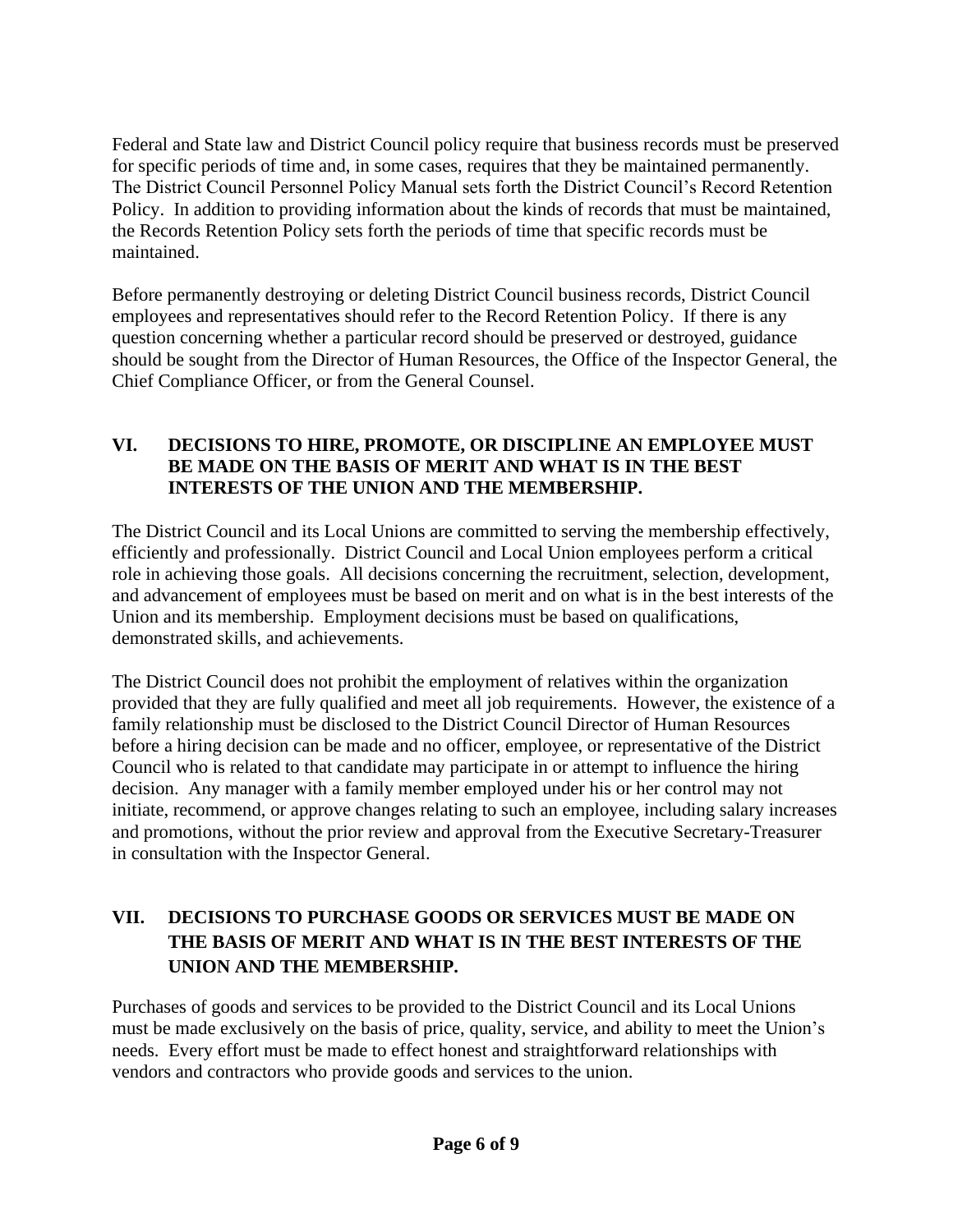Federal and State law and District Council policy require that business records must be preserved for specific periods of time and, in some cases, requires that they be maintained permanently. The District Council Personnel Policy Manual sets forth the District Council's Record Retention Policy. In addition to providing information about the kinds of records that must be maintained, the Records Retention Policy sets forth the periods of time that specific records must be maintained.

Before permanently destroying or deleting District Council business records, District Council employees and representatives should refer to the Record Retention Policy. If there is any question concerning whether a particular record should be preserved or destroyed, guidance should be sought from the Director of Human Resources, the Office of the Inspector General, the Chief Compliance Officer, or from the General Counsel.

## VI. DECISIONS TO HIRE, PROMOTE, OR DISCIPLINE AN EMPLOYEE MUST BE MADE ON THE BASIS OF MERIT AND WHAT IS IN THE BEST INTERESTS OF THE UNION AND THE MEMBERSHIP.

The District Council and its Local Unions are committed to serving the membership effectively, efficiently and professionally. District Council and Local Union employees perform a critical role in achieving those goals. All decisions concerning the recruitment, selection, development, and advancement of employees must be based on merit and on what is in the best interests of the Union and its membership. Employment decisions must be based on qualifications, demonstrated skills, and achievements.

The District Council does not prohibit the employment of relatives within the organization provided that they are fully qualified and meet all job requirements. However, the existence of a family relationship must be disclosed to the District Council Director of Human Resources before a hiring decision can be made and no officer, employee, or representative of the District Council who is related to that candidate may participate in or attempt to influence the hiring decision. Any manager with a family member employed under his or her control may not initiate, recommend, or approve changes relating to such an employee, including salary increases and promotions, without the prior review and approval from the Executive Secretary-Treasurer in consultation with the Inspector General.

## VII. DECISIONS TO PURCHASE GOODS OR SERVICES MUST BE MADE ON THE BASIS OF MERIT AND WHAT IS IN THE BEST INTERESTS OF THE UNION AND THE MEMBERSHIP.

Purchases of goods and services to be provided to the District Council and its Local Unions must be made exclusively on the basis of price, quality, service, and ability to meet the Union's needs. Every effort must be made to effect honest and straightforward relationships with vendors and contractors who provide goods and services to the union.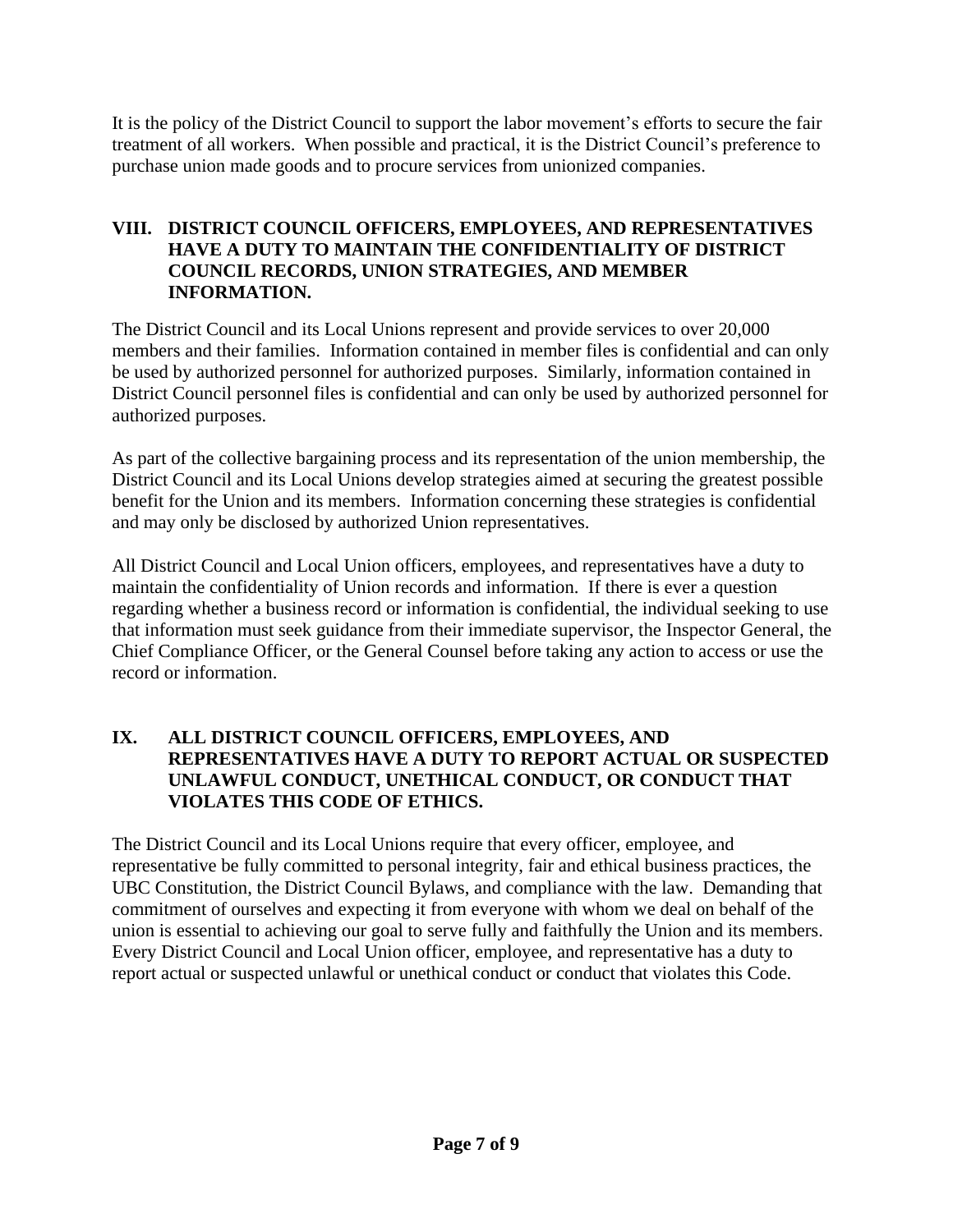It is the policy of the District Council to support the labor movement's efforts to secure the fair treatment of all workers. When possible and practical, it is the District Council's preference to purchase union made goods and to procure services from unionized companies.

## VIII. DISTRICT COUNCIL OFFICERS, EMPLOYEES, AND REPRESENTATIVES HAVE A DUTY TO MAINTAIN THE CONFIDENTIALITY OF DISTRICT COUNCIL RECORDS, UNION STRATEGIES, AND MEMBER INFORMATION.

The District Council and its Local Unions represent and provide services to over 20,000 members and their families. Information contained in member files is confidential and can only be used by authorized personnel for authorized purposes. Similarly, information contained in District Council personnel files is confidential and can only be used by authorized personnel for authorized purposes.

As part of the collective bargaining process and its representation of the union membership, the District Council and its Local Unions develop strategies aimed at securing the greatest possible benefit for the Union and its members. Information concerning these strategies is confidential and may only be disclosed by authorized Union representatives.

All District Council and Local Union officers, employees, and representatives have a duty to maintain the confidentiality of Union records and information. If there is ever a question regarding whether a business record or information is confidential, the individual seeking to use that information must seek guidance from their immediate supervisor, the Inspector General, the Chief Compliance Officer, or the General Counsel before taking any action to access or use the record or information.

## IX. ALL DISTRICT COUNCIL OFFICERS, EMPLOYEES, AND REPRESENTATIVES HAVE A DUTY TO REPORT ACTUAL OR SUSPECTED UNLAWFUL CONDUCT, UNETHICAL CONDUCT, OR CONDUCT THAT VIOLATES THIS CODE OF ETHICS.

The District Council and its Local Unions require that every officer, employee, and representative be fully committed to personal integrity, fair and ethical business practices, the UBC Constitution, the District Council Bylaws, and compliance with the law. Demanding that commitment of ourselves and expecting it from everyone with whom we deal on behalf of the union is essential to achieving our goal to serve fully and faithfully the Union and its members. Every District Council and Local Union officer, employee, and representative has a duty to report actual or suspected unlawful or unethical conduct or conduct that violates this Code.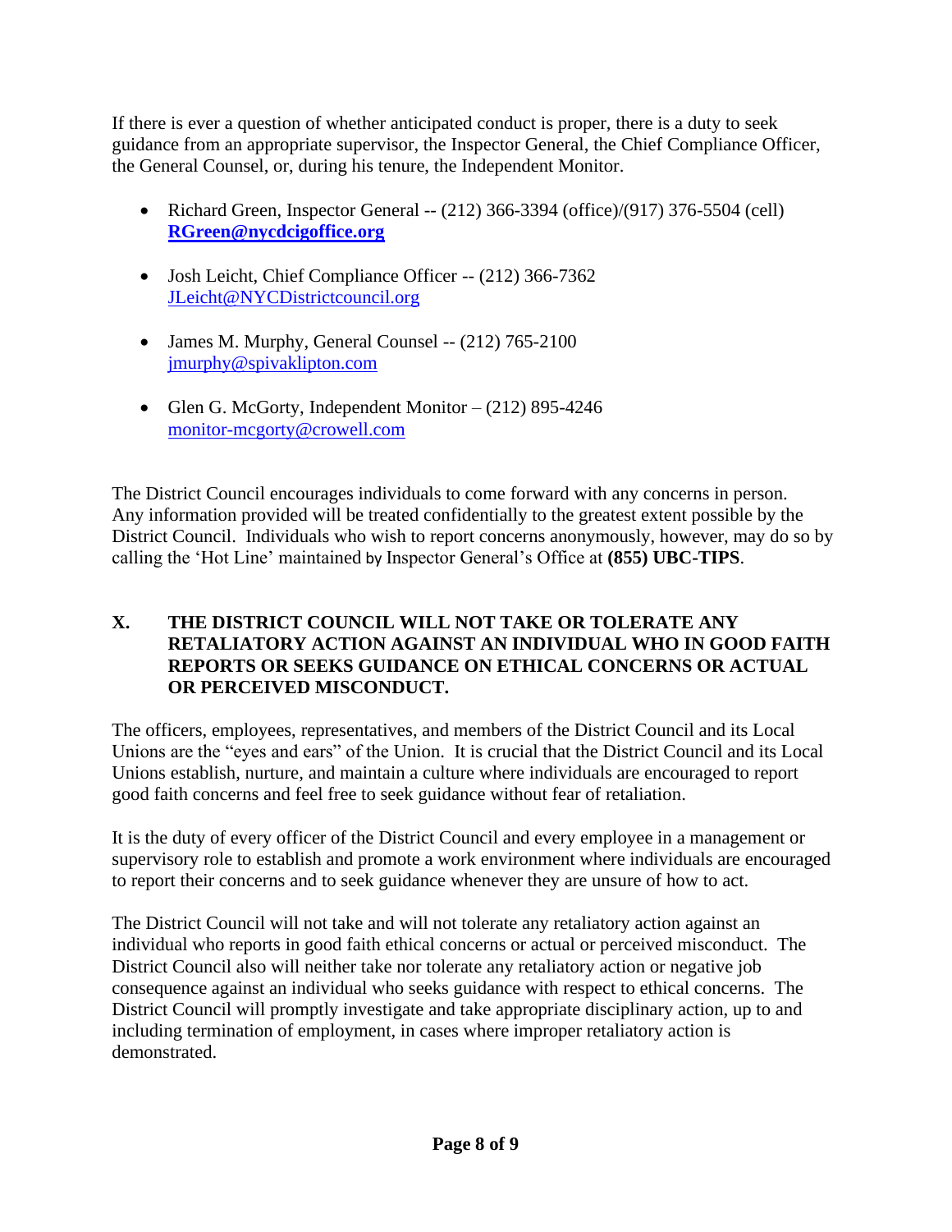If there is ever a question of whether anticipated conduct is proper, there is a duty to seek guidance from an appropriate supervisor, the Inspector General, the Chief Compliance Officer, the General Counsel, or, during his tenure, the Independent Monitor.

- Richard Green, Inspector General -- (212) 366-3394 (office)/(917) 376-5504 (cell) **RGreen@nycdcigoffice.org**
- Josh Leicht, Chief Compliance Officer -- (212) 366-7362 JLeicht@NYCDistrictcouncil.org
- James M. Murphy, General Counsel -- (212) 765-2100 jmurphy@spivaklipton.com
- Glen G. McGorty, Independent Monitor – (212) 895-4246 monitor-mcgorty@crowell.com

The District Council encourages individuals to come forward with any concerns in person. Any information provided will be treated confidentially to the greatest extent possible by the District Council. Individuals who wish to report concerns anonymously, however, may do so by calling the 'Hot Line' maintained by Inspector General's Office at **(855) UBC-TIPS**.

## X. THE DISTRICT COUNCIL WILL NOT TAKE OR TOLERATE ANY RETALIATORY ACTION AGAINST AN INDIVIDUAL WHO IN GOOD FAITH REPORTS OR SEEKS GUIDANCE ON ETHICAL CONCERNS OR ACTUAL OR PERCEIVED MISCONDUCT.

The officers, employees, representatives, and members of the District Council and its Local Unions are the "eyes and ears" of the Union. It is crucial that the District Council and its Local Unions establish, nurture, and maintain a culture where individuals are encouraged to report good faith concerns and feel free to seek guidance without fear of retaliation.

It is the duty of every officer of the District Council and every employee in a management or supervisory role to establish and promote a work environment where individuals are encouraged to report their concerns and to seek guidance whenever they are unsure of how to act.

The District Council will not take and will not tolerate any retaliatory action against an individual who reports in good faith ethical concerns or actual or perceived misconduct. The District Council also will neither take nor tolerate any retaliatory action or negative job consequence against an individual who seeks guidance with respect to ethical concerns. The District Council will promptly investigate and take appropriate disciplinary action, up to and including termination of employment, in cases where improper retaliatory action is demonstrated.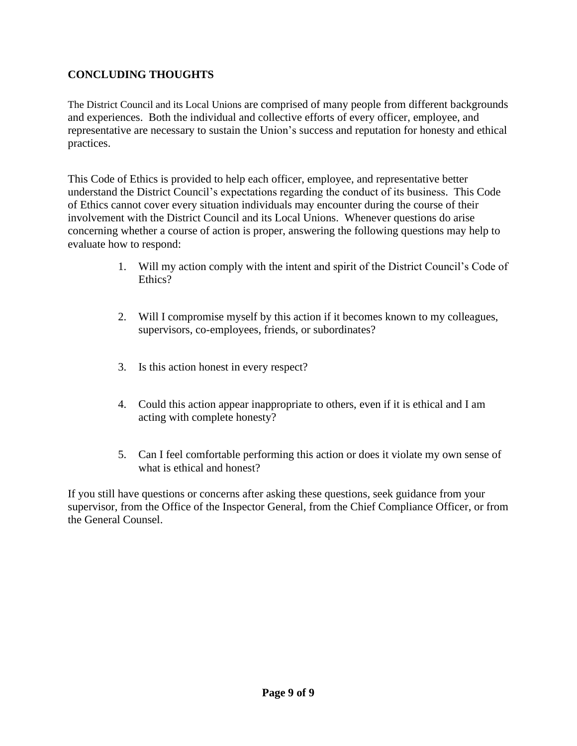## CONCLUDING THOUGHTS

The District Council and its Local Unions are comprised of many people from different backgrounds and experiences. Both the individual and collective efforts of every officer, employee, and representative are necessary to sustain the Union's success and reputation for honesty and ethical practices.

This Code of Ethics is provided to help each officer, employee, and representative better understand the District Council's expectations regarding the conduct of its business. This Code of Ethics cannot cover every situation individuals may encounter during the course of their involvement with the District Council and its Local Unions. Whenever questions do arise concerning whether a course of action is proper, answering the following questions may help to evaluate how to respond:

1. Will my action comply with the intent and spirit of the District Council's Code of Ethics?

2. Will I compromise myself by this action if it becomes known to my colleagues, supervisors, co-employees, friends, or subordinates?

3. Is this action honest in every respect?

4. Could this action appear inappropriate to others, even if it is ethical and I am acting with complete honesty?

5. Can I feel comfortable performing this action or does it violate my own sense of what is ethical and honest?

If you still have questions or concerns after asking these questions, seek guidance from your supervisor, from the Office of the Inspector General, from the Chief Compliance Officer, or from the General Counsel.